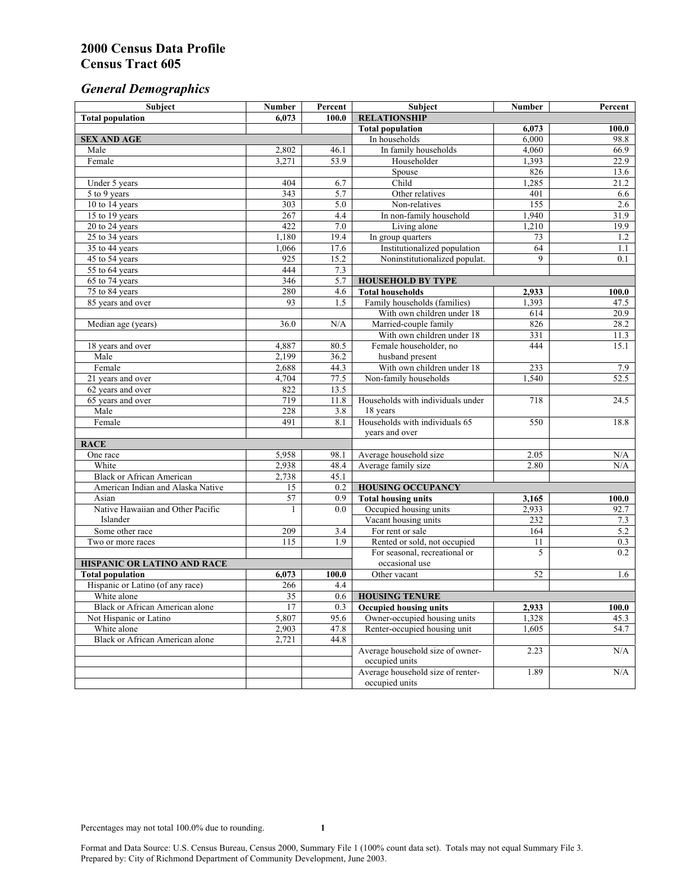# 2000 Census Data Profile
# Census Tract 605

## *General Demographics*

| Subject | Number | Percent | Subject | Number | Percent |
|---|---|---|---|---|---|
| **Total population** | **6,073** | **100.0** | **RELATIONSHIP** | | |
| | | | **Total population** | **6,073** | **100.0** |
| **SEX AND AGE** | | | In households | 6,000 | 98.8 |
| Male | 2,802 | 46.1 | In family households | 4,060 | 66.9 |
| Female | 3,271 | 53.9 | Householder | 1,393 | 22.9 |
| | | | Spouse | 826 | 13.6 |
| Under 5 years | 404 | 6.7 | Child | 1,285 | 21.2 |
| 5 to 9 years | 343 | 5.7 | Other relatives | 401 | 6.6 |
| 10 to 14 years | 303 | 5.0 | Non-relatives | 155 | 2.6 |
| 15 to 19 years | 267 | 4.4 | In non-family household | 1,940 | 31.9 |
| 20 to 24 years | 422 | 7.0 | Living alone | 1,210 | 19.9 |
| 25 to 34 years | 1,180 | 19.4 | In group quarters | 73 | 1.2 |
| 35 to 44 years | 1,066 | 17.6 | Institutionalized population | 64 | 1.1 |
| 45 to 54 years | 925 | 15.2 | Noninstitutionalized populat. | 9 | 0.1 |
| 55 to 64 years | 444 | 7.3 | | | |
| 65 to 74 years | 346 | 5.7 | **HOUSEHOLD BY TYPE** | | |
| 75 to 84 years | 280 | 4.6 | **Total households** | **2,933** | **100.0** |
| 85 years and over | 93 | 1.5 | Family households (families) | 1,393 | 47.5 |
| | | | With own children under 18 | 614 | 20.9 |
| Median age (years) | 36.0 | N/A | Married-couple family | 826 | 28.2 |
| | | | With own children under 18 | 331 | 11.3 |
| 18 years and over | 4,887 | 80.5 | Female householder, no husband present | 444 | 15.1 |
| Male | 2,199 | 36.2 | | | |
| Female | 2,688 | 44.3 | With own children under 18 | 233 | 7.9 |
| 21 years and over | 4,704 | 77.5 | Non-family households | 1,540 | 52.5 |
| 62 years and over | 822 | 13.5 | | | |
| 65 years and over | 719 | 11.8 | Households with individuals under 18 years | 718 | 24.5 |
| Male | 228 | 3.8 | | | |
| Female | 491 | 8.1 | Households with individuals 65 years and over | 550 | 18.8 |
| **RACE** | | | | | |
| One race | 5,958 | 98.1 | Average household size | 2.05 | N/A |
| White | 2,938 | 48.4 | Average family size | 2.80 | N/A |
| Black or African American | 2,738 | 45.1 | | | |
| American Indian and Alaska Native | 15 | 0.2 | **HOUSING OCCUPANCY** | | |
| Asian | 57 | 0.9 | **Total housing units** | **3,165** | **100.0** |
| Native Hawaiian and Other Pacific Islander | 1 | 0.0 | Occupied housing units | 2,933 | 92.7 |
| | | | Vacant housing units | 232 | 7.3 |
| Some other race | 209 | 3.4 | For rent or sale | 164 | 5.2 |
| Two or more races | 115 | 1.9 | Rented or sold, not occupied | 11 | 0.3 |
| | | | For seasonal, recreational or occasional use | 5 | 0.2 |
| **HISPANIC OR LATINO AND RACE** | | | | | |
| **Total population** | **6,073** | **100.0** | Other vacant | 52 | 1.6 |
| Hispanic or Latino (of any race) | 266 | 4.4 | | | |
| White alone | 35 | 0.6 | **HOUSING TENURE** | | |
| Black or African American alone | 17 | 0.3 | **Occupied housing units** | **2,933** | **100.0** |
| Not Hispanic or Latino | 5,807 | 95.6 | Owner-occupied housing units | 1,328 | 45.3 |
| White alone | 2,903 | 47.8 | Renter-occupied housing unit | 1,605 | 54.7 |
| Black or African American alone | 2,721 | 44.8 | | | |
| | | | Average household size of owner-occupied units | 2.23 | N/A |
| | | | Average household size of renter-occupied units | 1.89 | N/A |

Percentages may not total 100.0% due to rounding.

Format and Data Source: U.S. Census Bureau, Census 2000, Summary File 1 (100% count data set). Totals may not equal Summary File 3.
Prepared by: City of Richmond Department of Community Development, June 2003.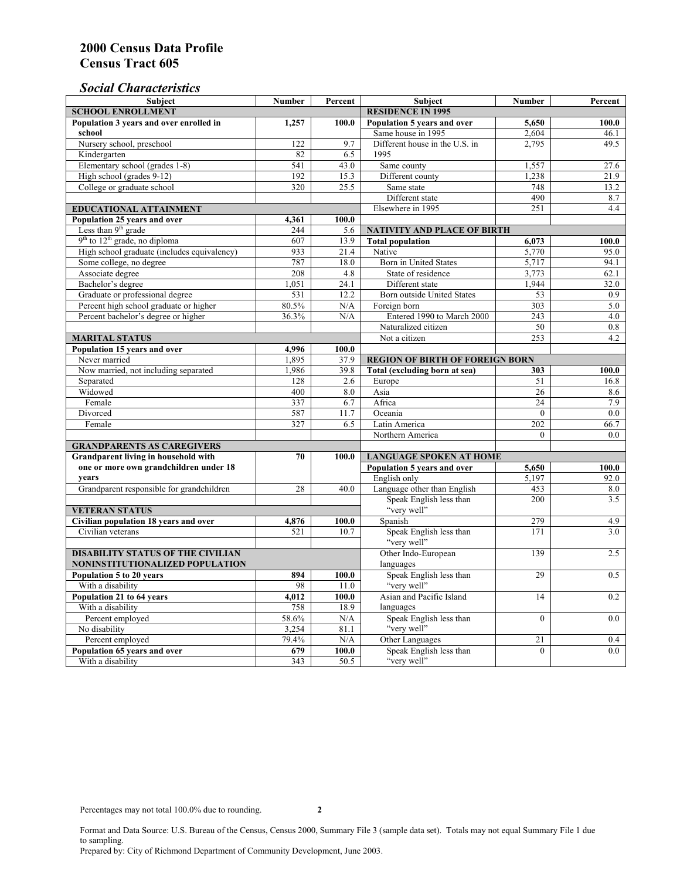# 2000 Census Data Profile
# Census Tract 605

## *Social Characteristics*

| Subject | Number | Percent |
|---|---|---|
| **SCHOOL ENROLLMENT** | | |
| **Population 3 years and over enrolled in school** | **1,257** | **100.0** |
| Nursery school, preschool | 122 | 9.7 |
| Kindergarten | 82 | 6.5 |
| Elementary school (grades 1-8) | 541 | 43.0 |
| High school (grades 9-12) | 192 | 15.3 |
| College or graduate school | 320 | 25.5 |
| **EDUCATIONAL ATTAINMENT** | | |
| **Population 25 years and over** | **4,361** | **100.0** |
| Less than 9th grade | 244 | 5.6 |
| 9th to 12th grade, no diploma | 607 | 13.9 |
| High school graduate (includes equivalency) | 933 | 21.4 |
| Some college, no degree | 787 | 18.0 |
| Associate degree | 208 | 4.8 |
| Bachelor's degree | 1,051 | 24.1 |
| Graduate or professional degree | 531 | 12.2 |
| Percent high school graduate or higher | 80.5% | N/A |
| Percent bachelor's degree or higher | 36.3% | N/A |
| **MARITAL STATUS** | | |
| **Population 15 years and over** | **4,996** | **100.0** |
| Never married | 1,895 | 37.9 |
| Now married, not including separated | 1,986 | 39.8 |
| Separated | 128 | 2.6 |
| Widowed | 400 | 8.0 |
| Female | 337 | 6.7 |
| Divorced | 587 | 11.7 |
| Female | 327 | 6.5 |
| **GRANDPARENTS AS CAREGIVERS** | | |
| **Grandparent living in household with one or more own grandchildren under 18 years** | **70** | **100.0** |
| Grandparent responsible for grandchildren | 28 | 40.0 |
| **VETERAN STATUS** | | |
| **Civilian population 18 years and over** | **4,876** | **100.0** |
| Civilian veterans | 521 | 10.7 |
| **DISABILITY STATUS OF THE CIVILIAN NONINSTITUTIONALIZED POPULATION** | | |
| **Population 5 to 20 years** | **894** | **100.0** |
| With a disability | 98 | 11.0 |
| **Population 21 to 64 years** | **4,012** | **100.0** |
| With a disability | 758 | 18.9 |
| Percent employed | 58.6% | N/A |
| No disability | 3,254 | 81.1 |
| Percent employed | 79.4% | N/A |
| **Population 65 years and over** | **679** | **100.0** |
| With a disability | 343 | 50.5 |

| Subject | Number | Percent |
|---|---|---|
| **RESIDENCE IN 1995** | | |
| **Population 5 years and over** | **5,650** | **100.0** |
| Same house in 1995 | 2,604 | 46.1 |
| Different house in the U.S. in 1995 | 2,795 | 49.5 |
| Same county | 1,557 | 27.6 |
| Different county | 1,238 | 21.9 |
| Same state | 748 | 13.2 |
| Different state | 490 | 8.7 |
| Elsewhere in 1995 | 251 | 4.4 |
| **NATIVITY AND PLACE OF BIRTH** | | |
| **Total population** | **6,073** | **100.0** |
| Native | 5,770 | 95.0 |
| Born in United States | 5,717 | 94.1 |
| State of residence | 3,773 | 62.1 |
| Different state | 1,944 | 32.0 |
| Born outside United States | 53 | 0.9 |
| Foreign born | 303 | 5.0 |
| Entered 1990 to March 2000 | 243 | 4.0 |
| Naturalized citizen | 50 | 0.8 |
| Not a citizen | 253 | 4.2 |
| **REGION OF BIRTH OF FOREIGN BORN** | | |
| **Total (excluding born at sea)** | **303** | **100.0** |
| Europe | 51 | 16.8 |
| Asia | 26 | 8.6 |
| Africa | 24 | 7.9 |
| Oceania | 0 | 0.0 |
| Latin America | 202 | 66.7 |
| Northern America | 0 | 0.0 |
| **LANGUAGE SPOKEN AT HOME** | | |
| **Population 5 years and over** | **5,650** | **100.0** |
| English only | 5,197 | 92.0 |
| Language other than English | 453 | 8.0 |
| Speak English less than "very well" | 200 | 3.5 |
| Spanish | 279 | 4.9 |
| Speak English less than "very well" | 171 | 3.0 |
| Other Indo-European languages | 139 | 2.5 |
| Speak English less than "very well" | 29 | 0.5 |
| Asian and Pacific Island languages | 14 | 0.2 |
| Speak English less than "very well" | 0 | 0.0 |
| Other Languages | 21 | 0.4 |
| Speak English less than "very well" | 0 | 0.0 |

Percentages may not total 100.0% due to rounding.

Format and Data Source: U.S. Bureau of the Census, Census 2000, Summary File 3 (sample data set). Totals may not equal Summary File 1 due to sampling.
Prepared by: City of Richmond Department of Community Development, June 2003.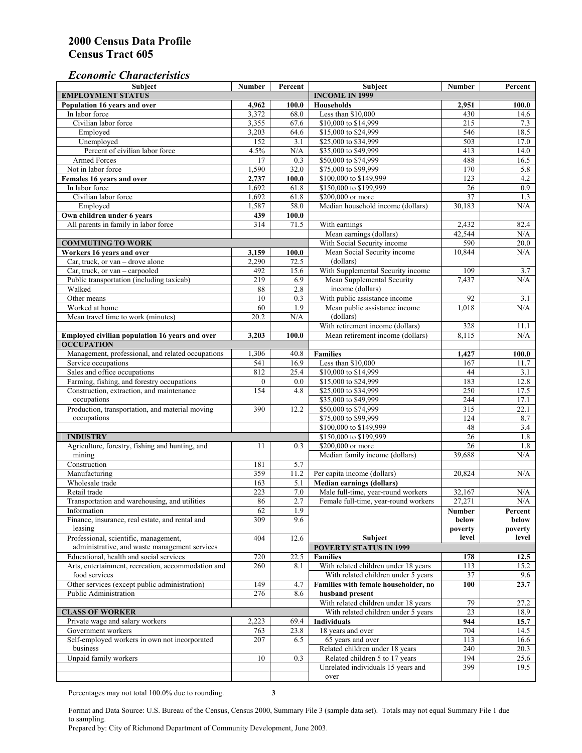# 2000 Census Data Profile
# Census Tract 605

## *Economic Characteristics*

| Subject | Number | Percent |
|---|---|---|
| **EMPLOYMENT STATUS** | | |
| **Population 16 years and over** | **4,962** | **100.0** |
| In labor force | 3,372 | 68.0 |
| Civilian labor force | 3,355 | 67.6 |
| Employed | 3,203 | 64.6 |
| Unemployed | 152 | 3.1 |
| Percent of civilian labor force | 4.5% | N/A |
| Armed Forces | 17 | 0.3 |
| Not in labor force | 1,590 | 32.0 |
| **Females 16 years and over** | **2,737** | **100.0** |
| In labor force | 1,692 | 61.8 |
| Civilian labor force | 1,692 | 61.8 |
| Employed | 1,587 | 58.0 |
| **Own children under 6 years** | **439** | **100.0** |
| All parents in family in labor force | 314 | 71.5 |
| **COMMUTING TO WORK** | | |
| **Workers 16 years and over** | **3,159** | **100.0** |
| Car, truck, or van – drove alone | 2,290 | 72.5 |
| Car, truck, or van – carpooled | 492 | 15.6 |
| Public transportation (including taxicab) | 219 | 6.9 |
| Walked | 88 | 2.8 |
| Other means | 10 | 0.3 |
| Worked at home | 60 | 1.9 |
| Mean travel time to work (minutes) | 20.2 | N/A |
| **Employed civilian population 16 years and over** | **3,203** | **100.0** |
| **OCCUPATION** | | |
| Management, professional, and related occupations | 1,306 | 40.8 |
| Service occupations | 541 | 16.9 |
| Sales and office occupations | 812 | 25.4 |
| Farming, fishing, and forestry occupations | 0 | 0.0 |
| Construction, extraction, and maintenance occupations | 154 | 4.8 |
| Production, transportation, and material moving occupations | 390 | 12.2 |
| **INDUSTRY** | | |
| Agriculture, forestry, fishing and hunting, and mining | 11 | 0.3 |
| Construction | 181 | 5.7 |
| Manufacturing | 359 | 11.2 |
| Wholesale trade | 163 | 5.1 |
| Retail trade | 223 | 7.0 |
| Transportation and warehousing, and utilities | 86 | 2.7 |
| Information | 62 | 1.9 |
| Finance, insurance, real estate, and rental and leasing | 309 | 9.6 |
| Professional, scientific, management, administrative, and waste management services | 404 | 12.6 |
| Educational, health and social services | 720 | 22.5 |
| Arts, entertainment, recreation, accommodation and food services | 260 | 8.1 |
| Other services (except public administration) | 149 | 4.7 |
| Public Administration | 276 | 8.6 |
| **CLASS OF WORKER** | | |
| Private wage and salary workers | 2,223 | 69.4 |
| Government workers | 763 | 23.8 |
| Self-employed workers in own not incorporated business | 207 | 6.5 |
| Unpaid family workers | 10 | 0.3 |

| Subject | Number | Percent |
|---|---|---|
| **INCOME IN 1999** | | |
| **Households** | **2,951** | **100.0** |
| Less than $10,000 | 430 | 14.6 |
| $10,000 to $14,999 | 215 | 7.3 |
| $15,000 to $24,999 | 546 | 18.5 |
| $25,000 to $34,999 | 503 | 17.0 |
| $35,000 to $49,999 | 413 | 14.0 |
| $50,000 to $74,999 | 488 | 16.5 |
| $75,000 to $99,999 | 170 | 5.8 |
| $100,000 to $149,999 | 123 | 4.2 |
| $150,000 to $199,999 | 26 | 0.9 |
| $200,000 or more | 37 | 1.3 |
| Median household income (dollars) | 30,183 | N/A |
| With earnings | 2,432 | 82.4 |
| Mean earnings (dollars) | 42,544 | N/A |
| With Social Security income | 590 | 20.0 |
| Mean Social Security income (dollars) | 10,844 | N/A |
| With Supplemental Security income | 109 | 3.7 |
| Mean Supplemental Security income (dollars) | 7,437 | N/A |
| With public assistance income | 92 | 3.1 |
| Mean public assistance income (dollars) | 1,018 | N/A |
| With retirement income (dollars) | 328 | 11.1 |
| Mean retirement income (dollars) | 8,115 | N/A |
| **Families** | **1,427** | **100.0** |
| Less than $10,000 | 167 | 11.7 |
| $10,000 to $14,999 | 44 | 3.1 |
| $15,000 to $24,999 | 183 | 12.8 |
| $25,000 to $34,999 | 250 | 17.5 |
| $35,000 to $49,999 | 244 | 17.1 |
| $50,000 to $74,999 | 315 | 22.1 |
| $75,000 to $99,999 | 124 | 8.7 |
| $100,000 to $149,999 | 48 | 3.4 |
| $150,000 to $199,999 | 26 | 1.8 |
| $200,000 or more | 26 | 1.8 |
| Median family income (dollars) | 39,688 | N/A |
| Per capita income (dollars) | 20,824 | N/A |
| **Median earnings (dollars)** | | |
| Male full-time, year-round workers | 32,167 | N/A |
| Female full-time, year-round workers | 27,271 | N/A |

| Subject | Number below poverty level | Percent below poverty level |
|---|---|---|
| **POVERTY STATUS IN 1999** | | |
| **Families** | **178** | **12.5** |
| With related children under 18 years | 113 | 15.2 |
| With related children under 5 years | 37 | 9.6 |
| **Families with female householder, no husband present** | **100** | **23.7** |
| With related children under 18 years | 79 | 27.2 |
| With related children under 5 years | 23 | 18.9 |
| **Individuals** | **944** | **15.7** |
| 18 years and over | 704 | 14.5 |
| 65 years and over | 113 | 16.6 |
| Related children under 18 years | 240 | 20.3 |
| Related children 5 to 17 years | 194 | 25.6 |
| Unrelated individuals 15 years and over | 399 | 19.5 |

Percentages may not total 100.0% due to rounding.

Format and Data Source: U.S. Bureau of the Census, Census 2000, Summary File 3 (sample data set). Totals may not equal Summary File 1 due to sampling.
Prepared by: City of Richmond Department of Community Development, June 2003.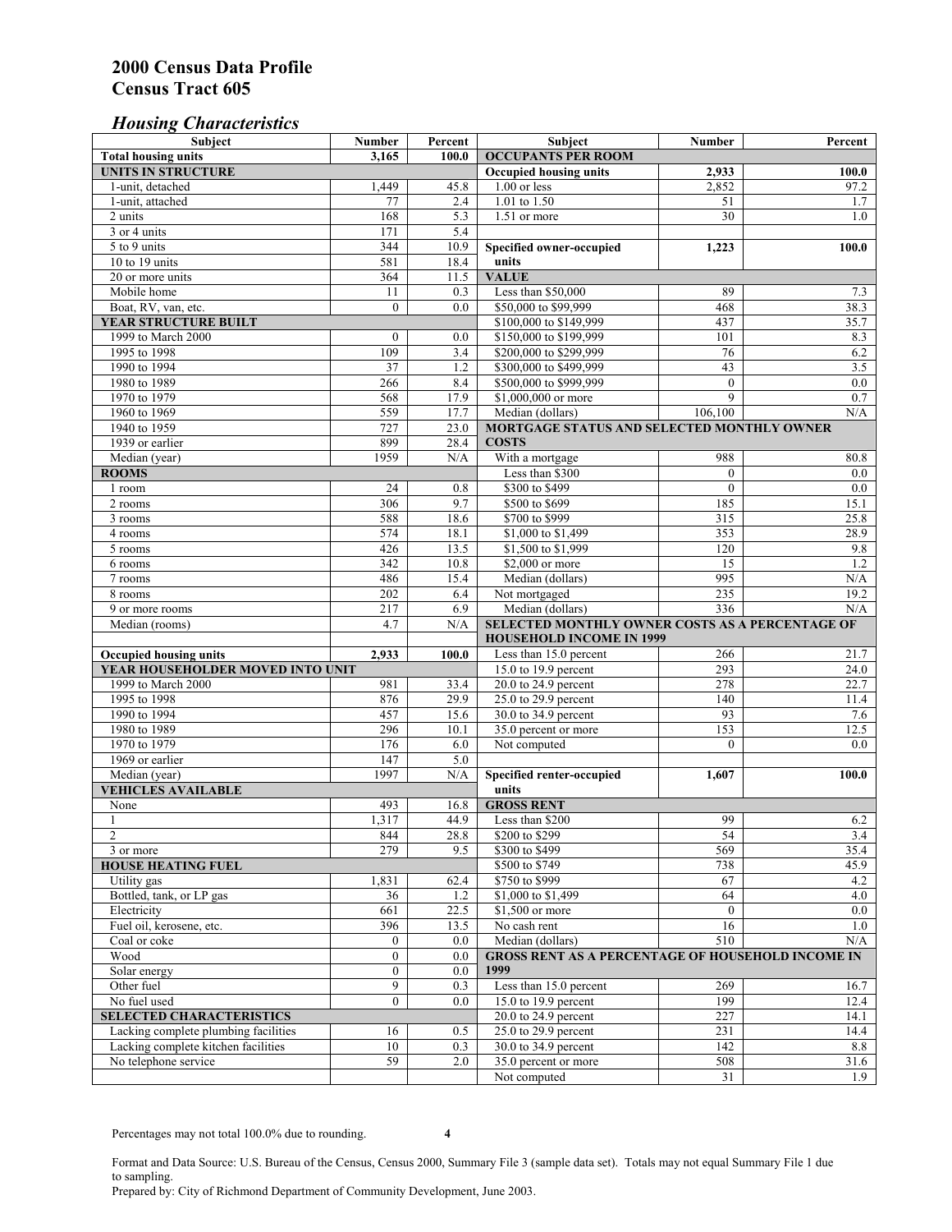# 2000 Census Data Profile
# Census Tract 605

## *Housing Characteristics*

| Subject | Number | Percent | Subject | Number | Percent |
|---|---|---|---|---|---|
| **Total housing units** | **3,165** | **100.0** | **OCCUPANTS PER ROOM** | | |
| **UNITS IN STRUCTURE** | | | **Occupied housing units** | **2,933** | **100.0** |
| 1-unit, detached | 1,449 | 45.8 | 1.00 or less | 2,852 | 97.2 |
| 1-unit, attached | 77 | 2.4 | 1.01 to 1.50 | 51 | 1.7 |
| 2 units | 168 | 5.3 | 1.51 or more | 30 | 1.0 |
| 3 or 4 units | 171 | 5.4 | | | |
| 5 to 9 units | 344 | 10.9 | **Specified owner-occupied units** | **1,223** | **100.0** |
| 10 to 19 units | 581 | 18.4 | | | |
| 20 or more units | 364 | 11.5 | **VALUE** | | |
| Mobile home | 11 | 0.3 | Less than $50,000 | 89 | 7.3 |
| Boat, RV, van, etc. | 0 | 0.0 | $50,000 to $99,999 | 468 | 38.3 |
| **YEAR STRUCTURE BUILT** | | | $100,000 to $149,999 | 437 | 35.7 |
| 1999 to March 2000 | 0 | 0.0 | $150,000 to $199,999 | 101 | 8.3 |
| 1995 to 1998 | 109 | 3.4 | $200,000 to $299,999 | 76 | 6.2 |
| 1990 to 1994 | 37 | 1.2 | $300,000 to $499,999 | 43 | 3.5 |
| 1980 to 1989 | 266 | 8.4 | $500,000 to $999,999 | 0 | 0.0 |
| 1970 to 1979 | 568 | 17.9 | $1,000,000 or more | 9 | 0.7 |
| 1960 to 1969 | 559 | 17.7 | Median (dollars) | 106,100 | N/A |
| 1940 to 1959 | 727 | 23.0 | **MORTGAGE STATUS AND SELECTED MONTHLY OWNER COSTS** | | |
| 1939 or earlier | 899 | 28.4 | | | |
| Median (year) | 1959 | N/A | With a mortgage | 988 | 80.8 |
| **ROOMS** | | | Less than $300 | 0 | 0.0 |
| 1 room | 24 | 0.8 | $300 to $499 | 0 | 0.0 |
| 2 rooms | 306 | 9.7 | $500 to $699 | 185 | 15.1 |
| 3 rooms | 588 | 18.6 | $700 to $999 | 315 | 25.8 |
| 4 rooms | 574 | 18.1 | $1,000 to $1,499 | 353 | 28.9 |
| 5 rooms | 426 | 13.5 | $1,500 to $1,999 | 120 | 9.8 |
| 6 rooms | 342 | 10.8 | $2,000 or more | 15 | 1.2 |
| 7 rooms | 486 | 15.4 | Median (dollars) | 995 | N/A |
| 8 rooms | 202 | 6.4 | Not mortgaged | 235 | 19.2 |
| 9 or more rooms | 217 | 6.9 | Median (dollars) | 336 | N/A |
| Median (rooms) | 4.7 | N/A | **SELECTED MONTHLY OWNER COSTS AS A PERCENTAGE OF HOUSEHOLD INCOME IN 1999** | | |
| | | | | | |
| **Occupied housing units** | **2,933** | **100.0** | Less than 15.0 percent | 266 | 21.7 |
| **YEAR HOUSEHOLDER MOVED INTO UNIT** | | | 15.0 to 19.9 percent | 293 | 24.0 |
| 1999 to March 2000 | 981 | 33.4 | 20.0 to 24.9 percent | 278 | 22.7 |
| 1995 to 1998 | 876 | 29.9 | 25.0 to 29.9 percent | 140 | 11.4 |
| 1990 to 1994 | 457 | 15.6 | 30.0 to 34.9 percent | 93 | 7.6 |
| 1980 to 1989 | 296 | 10.1 | 35.0 percent or more | 153 | 12.5 |
| 1970 to 1979 | 176 | 6.0 | Not computed | 0 | 0.0 |
| 1969 or earlier | 147 | 5.0 | | | |
| Median (year) | 1997 | N/A | **Specified renter-occupied units** | **1,607** | **100.0** |
| **VEHICLES AVAILABLE** | | | | | |
| None | 493 | 16.8 | **GROSS RENT** | | |
| 1 | 1,317 | 44.9 | Less than $200 | 99 | 6.2 |
| 2 | 844 | 28.8 | $200 to $299 | 54 | 3.4 |
| 3 or more | 279 | 9.5 | $300 to $499 | 569 | 35.4 |
| **HOUSE HEATING FUEL** | | | $500 to $749 | 738 | 45.9 |
| Utility gas | 1,831 | 62.4 | $750 to $999 | 67 | 4.2 |
| Bottled, tank, or LP gas | 36 | 1.2 | $1,000 to $1,499 | 64 | 4.0 |
| Electricity | 661 | 22.5 | $1,500 or more | 0 | 0.0 |
| Fuel oil, kerosene, etc. | 396 | 13.5 | No cash rent | 16 | 1.0 |
| Coal or coke | 0 | 0.0 | Median (dollars) | 510 | N/A |
| Wood | 0 | 0.0 | **GROSS RENT AS A PERCENTAGE OF HOUSEHOLD INCOME IN 1999** | | |
| Solar energy | 0 | 0.0 | | | |
| Other fuel | 9 | 0.3 | Less than 15.0 percent | 269 | 16.7 |
| No fuel used | 0 | 0.0 | 15.0 to 19.9 percent | 199 | 12.4 |
| **SELECTED CHARACTERISTICS** | | | 20.0 to 24.9 percent | 227 | 14.1 |
| Lacking complete plumbing facilities | 16 | 0.5 | 25.0 to 29.9 percent | 231 | 14.4 |
| Lacking complete kitchen facilities | 10 | 0.3 | 30.0 to 34.9 percent | 142 | 8.8 |
| No telephone service | 59 | 2.0 | 35.0 percent or more | 508 | 31.6 |
| | | | Not computed | 31 | 1.9 |

Percentages may not total 100.0% due to rounding.

Format and Data Source: U.S. Bureau of the Census, Census 2000, Summary File 3 (sample data set). Totals may not equal Summary File 1 due to sampling.
Prepared by: City of Richmond Department of Community Development, June 2003.